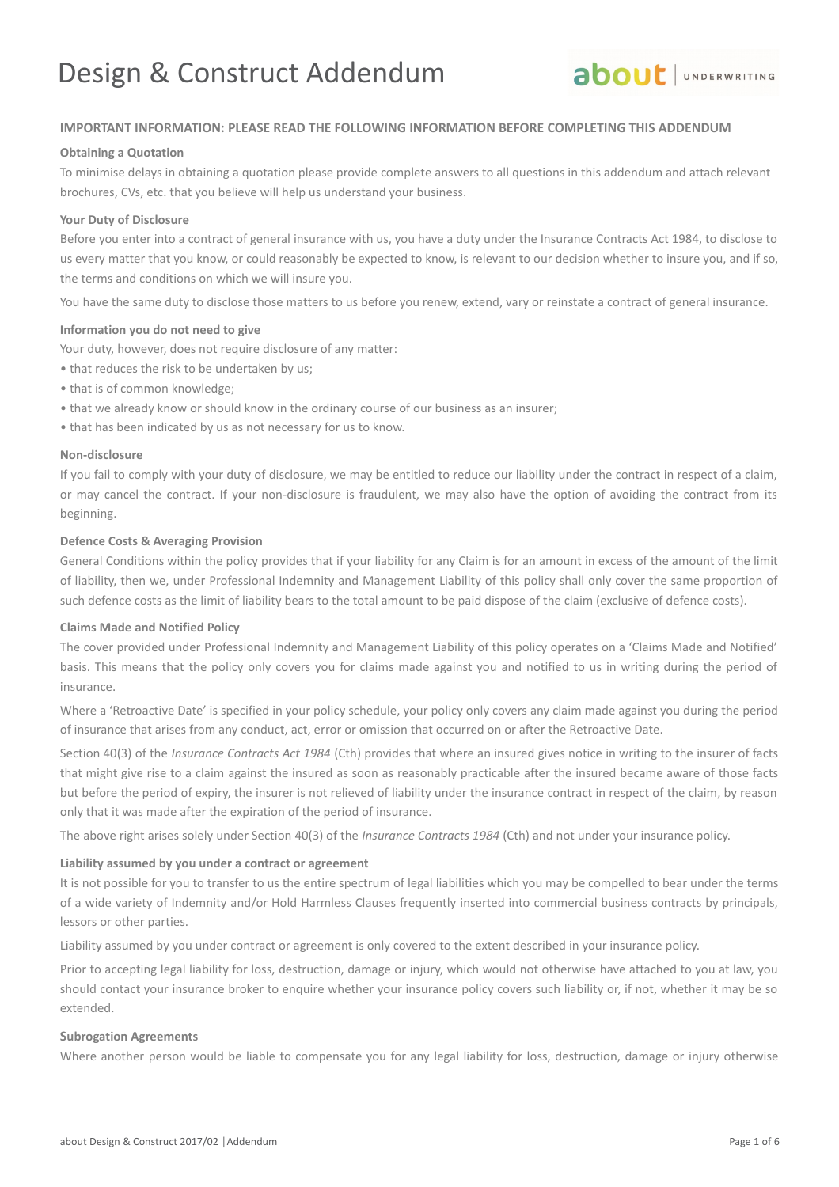# Design & Construct Addendum

about | UNDERWRITING

**IMPORTANT INFORMATION: PLEASE READ THE FOLLOWING INFORMATION BEFORE COMPLETING THIS ADDENDUM**

**Obtaining a Quotation**

To minimise delays in obtaining a quotation please provide complete answers to all questions in this addendum and attach relevant brochures, CVs, etc. that you believe will help us understand your business.

**Your Duty of Disclosure**

Before you enter into a contract of general insurance with us, you have a duty under the Insurance Contracts Act 1984, to disclose to us every matter that you know, or could reasonably be expected to know, is relevant to our decision whether to insure you, and if so, the terms and conditions on which we will insure you.

You have the same duty to disclose those matters to us before you renew, extend, vary or reinstate a contract of general insurance.

**Information you do not need to give**

Your duty, however, does not require disclosure of any matter:

- that reduces the risk to be undertaken by us;
- that is of common knowledge;
- that we already know or should know in the ordinary course of our business as an insurer;
- that has been indicated by us as not necessary for us to know.

**Non-disclosure**

If you fail to comply with your duty of disclosure, we may be entitled to reduce our liability under the contract in respect of a claim, or may cancel the contract. If your non-disclosure is fraudulent, we may also have the option of avoiding the contract from its beginning.

**Defence Costs & Averaging Provision**

General Conditions within the policy provides that if your liability for any Claim is for an amount in excess of the amount of the limit of liability, then we, under Professional Indemnity and Management Liability of this policy shall only cover the same proportion of such defence costs as the limit of liability bears to the total amount to be paid dispose of the claim (exclusive of defence costs).

**Claims Made and Notified Policy**

The cover provided under Professional Indemnity and Management Liability of this policy operates on a 'Claims Made and Notified' basis. This means that the policy only covers you for claims made against you and notified to us in writing during the period of insurance.

Where a 'Retroactive Date' is specified in your policy schedule, your policy only covers any claim made against you during the period of insurance that arises from any conduct, act, error or omission that occurred on or after the Retroactive Date.

Section 40(3) of the *Insurance Contracts Act 1984* (Cth) provides that where an insured gives notice in writing to the insurer of facts that might give rise to a claim against the insured as soon as reasonably practicable after the insured became aware of those facts but before the period of expiry, the insurer is not relieved of liability under the insurance contract in respect of the claim, by reason only that it was made after the expiration of the period of insurance.

The above right arises solely under Section 40(3) of the *Insurance Contracts 1984* (Cth) and not under your insurance policy.

**Liability assumed by you under a contract or agreement**

It is not possible for you to transfer to us the entire spectrum of legal liabilities which you may be compelled to bear under the terms of a wide variety of Indemnity and/or Hold Harmless Clauses frequently inserted into commercial business contracts by principals, lessors or other parties.

Liability assumed by you under contract or agreement is only covered to the extent described in your insurance policy.

Prior to accepting legal liability for loss, destruction, damage or injury, which would not otherwise have attached to you at law, you should contact your insurance broker to enquire whether your insurance policy covers such liability or, if not, whether it may be so extended.

**Subrogation Agreements**

Where another person would be liable to compensate you for any legal liability for loss, destruction, damage or injury otherwise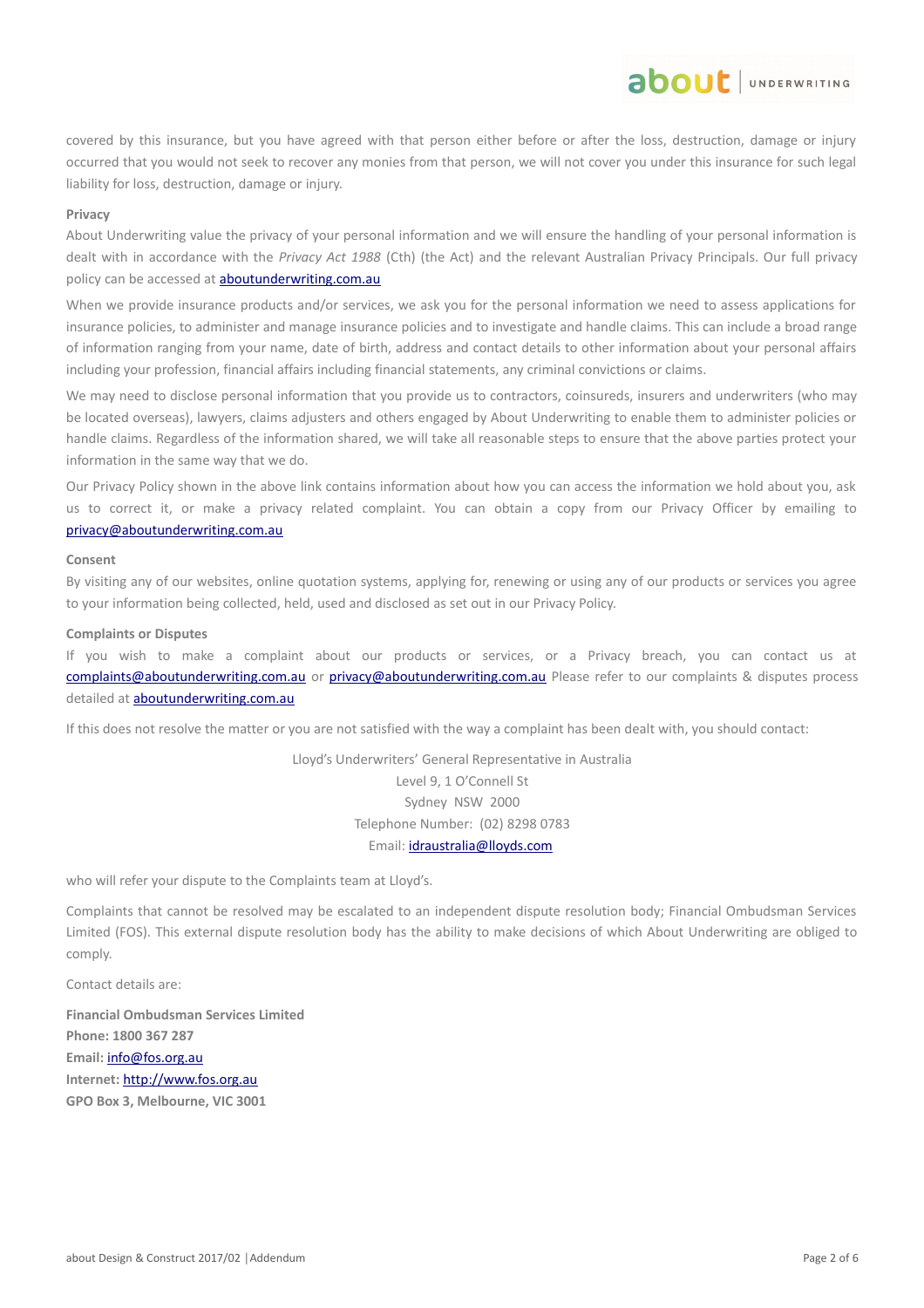covered by this insurance, but you have agreed with that person either before or after the loss, destruction, damage or injury occurred that you would not seek to recover any monies from that person, we will not cover you under this insurance for such legal liability for loss, destruction, damage or injury.

**Privacy**

About Underwriting value the privacy of your personal information and we will ensure the handling of your personal information is dealt with in accordance with the *Privacy Act 1988* (Cth) (the Act) and the relevant Australian Privacy Principals. Our full privacy policy can be accessed at aboutunderwriting.com.au

When we provide insurance products and/or services, we ask you for the personal information we need to assess applications for insurance policies, to administer and manage insurance policies and to investigate and handle claims. This can include a broad range of information ranging from your name, date of birth, address and contact details to other information about your personal affairs including your profession, financial affairs including financial statements, any criminal convictions or claims.

We may need to disclose personal information that you provide us to contractors, coinsureds, insurers and underwriters (who may be located overseas), lawyers, claims adjusters and others engaged by About Underwriting to enable them to administer policies or handle claims. Regardless of the information shared, we will take all reasonable steps to ensure that the above parties protect your information in the same way that we do.

Our Privacy Policy shown in the above link contains information about how you can access the information we hold about you, ask us to correct it, or make a privacy related complaint. You can obtain a copy from our Privacy Officer by emailing to privacy@aboutunderwriting.com.au

**Consent**

By visiting any of our websites, online quotation systems, applying for, renewing or using any of our products or services you agree to your information being collected, held, used and disclosed as set out in our Privacy Policy.

**Complaints or Disputes**

If you wish to make a complaint about our products or services, or a Privacy breach, you can contact us at complaints@aboutunderwriting.com.au or privacy@aboutunderwriting.com.au Please refer to our complaints & disputes process detailed at aboutunderwriting.com.au

If this does not resolve the matter or you are not satisfied with the way a complaint has been dealt with, you should contact:

Lloyd's Underwriters' General Representative in Australia
Level 9, 1 O'Connell St
Sydney NSW 2000
Telephone Number: (02) 8298 0783
Email: idraustralia@lloyds.com

who will refer your dispute to the Complaints team at Lloyd's.

Complaints that cannot be resolved may be escalated to an independent dispute resolution body; Financial Ombudsman Services Limited (FOS). This external dispute resolution body has the ability to make decisions of which About Underwriting are obliged to comply.

Contact details are:

**Financial Ombudsman Services Limited**
**Phone: 1800 367 287**
**Email:** info@fos.org.au
**Internet:** http://www.fos.org.au
**GPO Box 3, Melbourne, VIC 3001**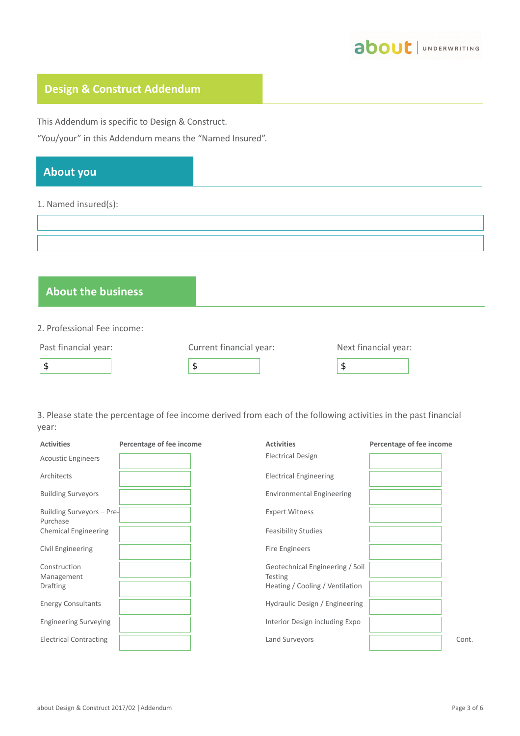## Design & Construct Addendum

This Addendum is specific to Design & Construct.

"You/your" in this Addendum means the "Named Insured".

## About you

1. Named insured(s):

| |
|---|
| |
| |

## About the business

2. Professional Fee income:

| Past financial year: | Current financial year: | Next financial year: |
|---|---|---|
| $ | $ | $ |

3. Please state the percentage of fee income derived from each of the following activities in the past financial year:

| Activities | Percentage of fee income | Activities | Percentage of fee income |
|---|---|---|---|
| Acoustic Engineers | | Electrical Design | |
| Architects | | Electrical Engineering | |
| Building Surveyors | | Environmental Engineering | |
| Building Surveyors – Pre-Purchase | | Expert Witness | |
| Chemical Engineering | | Feasibility Studies | |
| Civil Engineering | | Fire Engineers | |
| Construction Management | | Geotechnical Engineering / Soil Testing | |
| Drafting | | Heating / Cooling / Ventilation | |
| Energy Consultants | | Hydraulic Design / Engineering | |
| Engineering Surveying | | Interior Design including Expo | |
| Electrical Contracting | | Land Surveyors | |

Cont.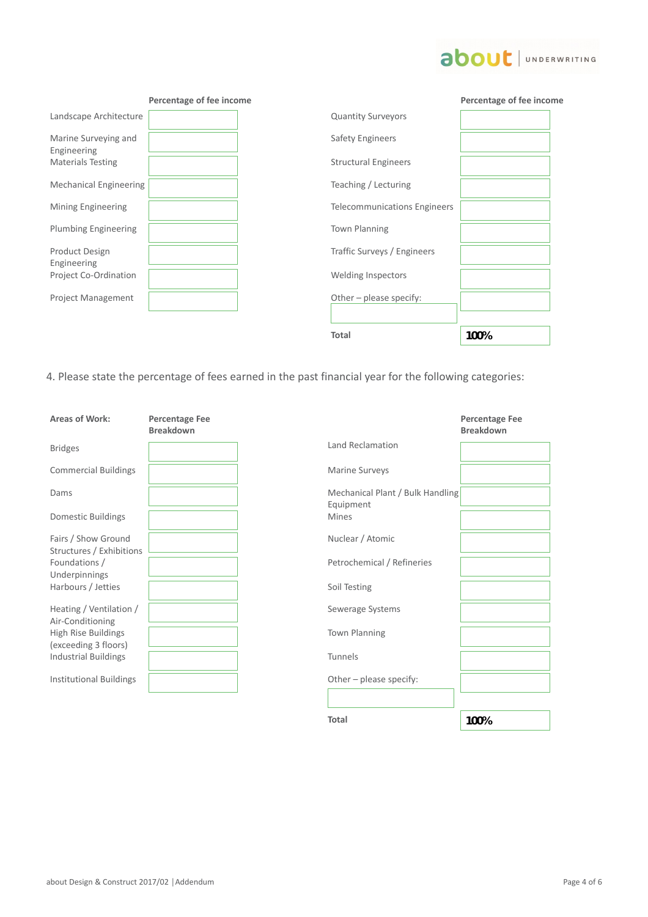| | Percentage of fee income | | Percentage of fee income |
|---|---|---|---|
| Landscape Architecture | | Quantity Surveyors | |
| Marine Surveying and Engineering | | Safety Engineers | |
| Materials Testing | | Structural Engineers | |
| Mechanical Engineering | | Teaching / Lecturing | |
| Mining Engineering | | Telecommunications Engineers | |
| Plumbing Engineering | | Town Planning | |
| Product Design Engineering | | Traffic Surveys / Engineers | |
| Project Co-Ordination | | Welding Inspectors | |
| Project Management | | Other – please specify: | |
| | | **Total** | **100%** |

4. Please state the percentage of fees earned in the past financial year for the following categories:

| **Areas of Work:** | **Percentage Fee Breakdown** | | **Percentage Fee Breakdown** |
|---|---|---|---|
| Bridges | | Land Reclamation | |
| Commercial Buildings | | Marine Surveys | |
| Dams | | Mechanical Plant / Bulk Handling Equipment | |
| Domestic Buildings | | Mines | |
| Fairs / Show Ground Structures / Exhibitions | | Nuclear / Atomic | |
| Foundations / Underpinnings | | Petrochemical / Refineries | |
| Harbours / Jetties | | Soil Testing | |
| Heating / Ventilation / Air-Conditioning | | Sewerage Systems | |
| High Rise Buildings (exceeding 3 floors) | | Town Planning | |
| Industrial Buildings | | Tunnels | |
| Institutional Buildings | | Other – please specify: | |
| | | **Total** | **100%** |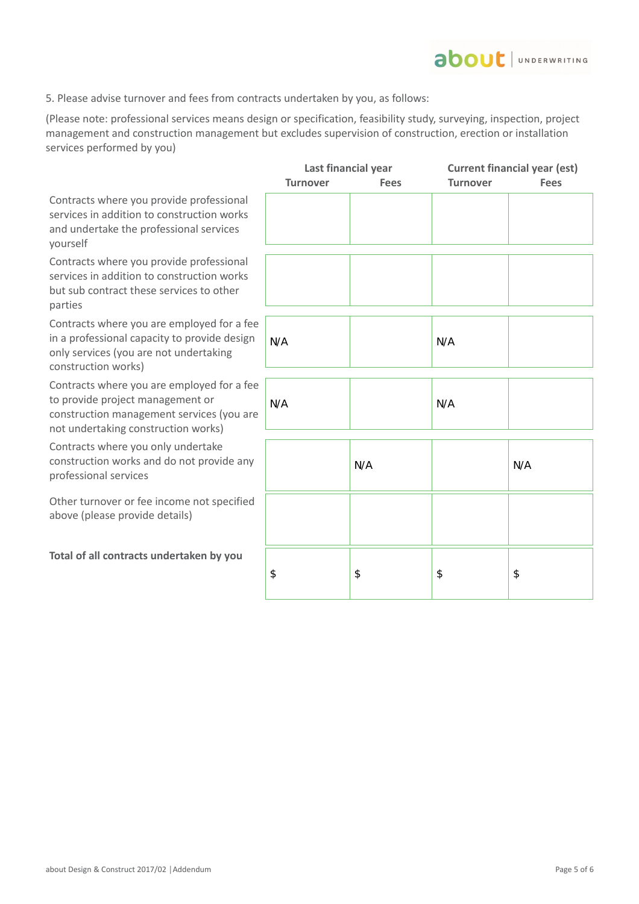5. Please advise turnover and fees from contracts undertaken by you, as follows:

(Please note: professional services means design or specification, feasibility study, surveying, inspection, project management and construction management but excludes supervision of construction, erection or installation services performed by you)

| | Last financial year | | Current financial year (est) | |
|---|---|---|---|---|
| | Turnover | Fees | Turnover | Fees |
| Contracts where you provide professional services in addition to construction works and undertake the professional services yourself | | | | |
| Contracts where you provide professional services in addition to construction works but sub contract these services to other parties | | | | |
| Contracts where you are employed for a fee in a professional capacity to provide design only services (you are not undertaking construction works) | N/A | | N/A | |
| Contracts where you are employed for a fee to provide project management or construction management services (you are not undertaking construction works) | N/A | | N/A | |
| Contracts where you only undertake construction works and do not provide any professional services | | N/A | | N/A |
| Other turnover or fee income not specified above (please provide details) | | | | |
| **Total of all contracts undertaken by you** | $ | $ | $ | $ |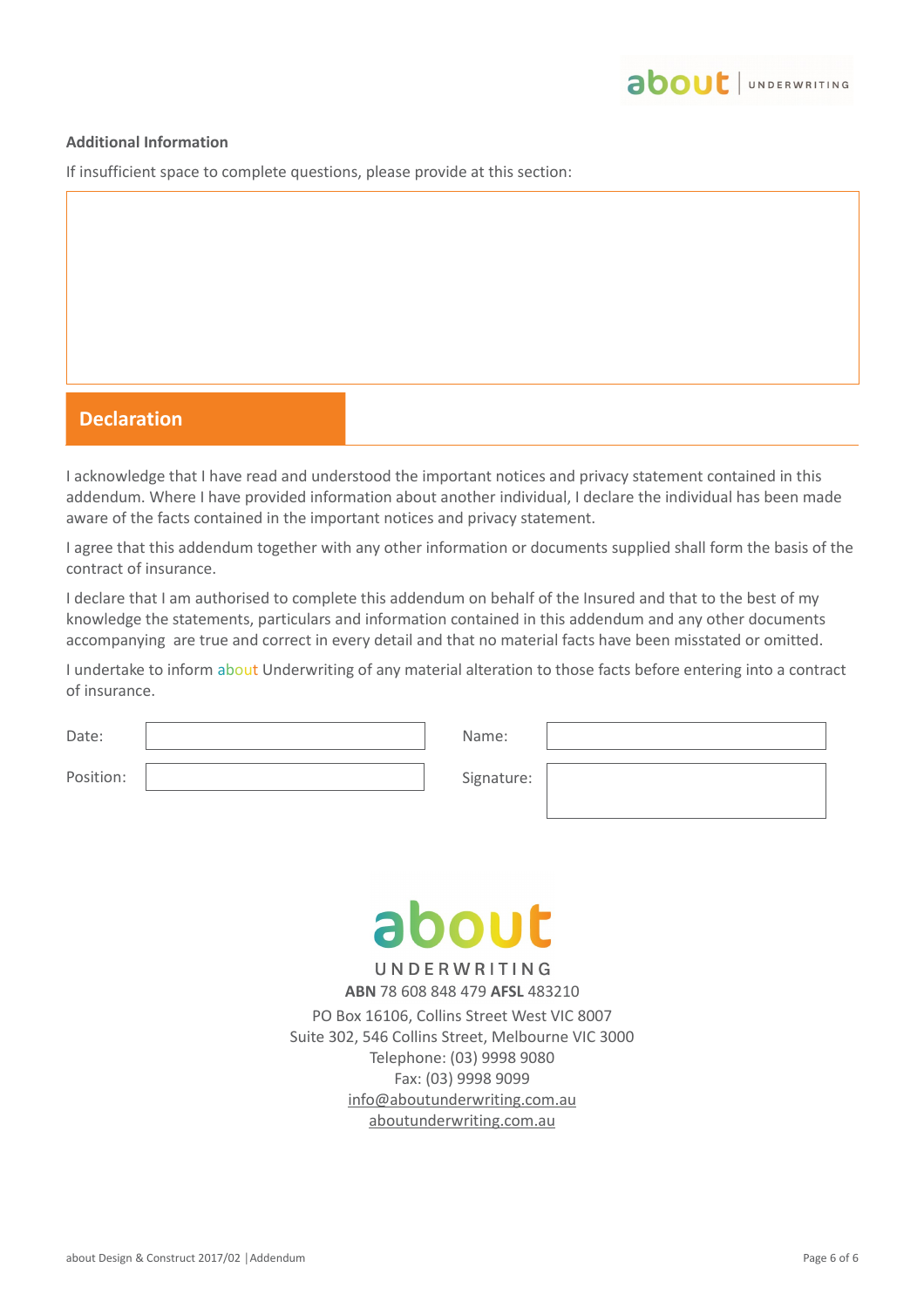### Additional Information

If insufficient space to complete questions, please provide at this section:

## Declaration

I acknowledge that I have read and understood the important notices and privacy statement contained in this addendum. Where I have provided information about another individual, I declare the individual has been made aware of the facts contained in the important notices and privacy statement.

I agree that this addendum together with any other information or documents supplied shall form the basis of the contract of insurance.

I declare that I am authorised to complete this addendum on behalf of the Insured and that to the best of my knowledge the statements, particulars and information contained in this addendum and any other documents accompanying are true and correct in every detail and that no material facts have been misstated or omitted.

I undertake to inform about Underwriting of any material alteration to those facts before entering into a contract of insurance.

| | | | |
|---|---|---|---|
| Date: | | Name: | |
| Position: | | Signature: | |

about UNDERWRITING

**ABN** 78 608 848 479 **AFSL** 483210

PO Box 16106, Collins Street West VIC 8007
Suite 302, 546 Collins Street, Melbourne VIC 3000
Telephone: (03) 9998 9080
Fax: (03) 9998 9099
info@aboutunderwriting.com.au
aboutunderwriting.com.au